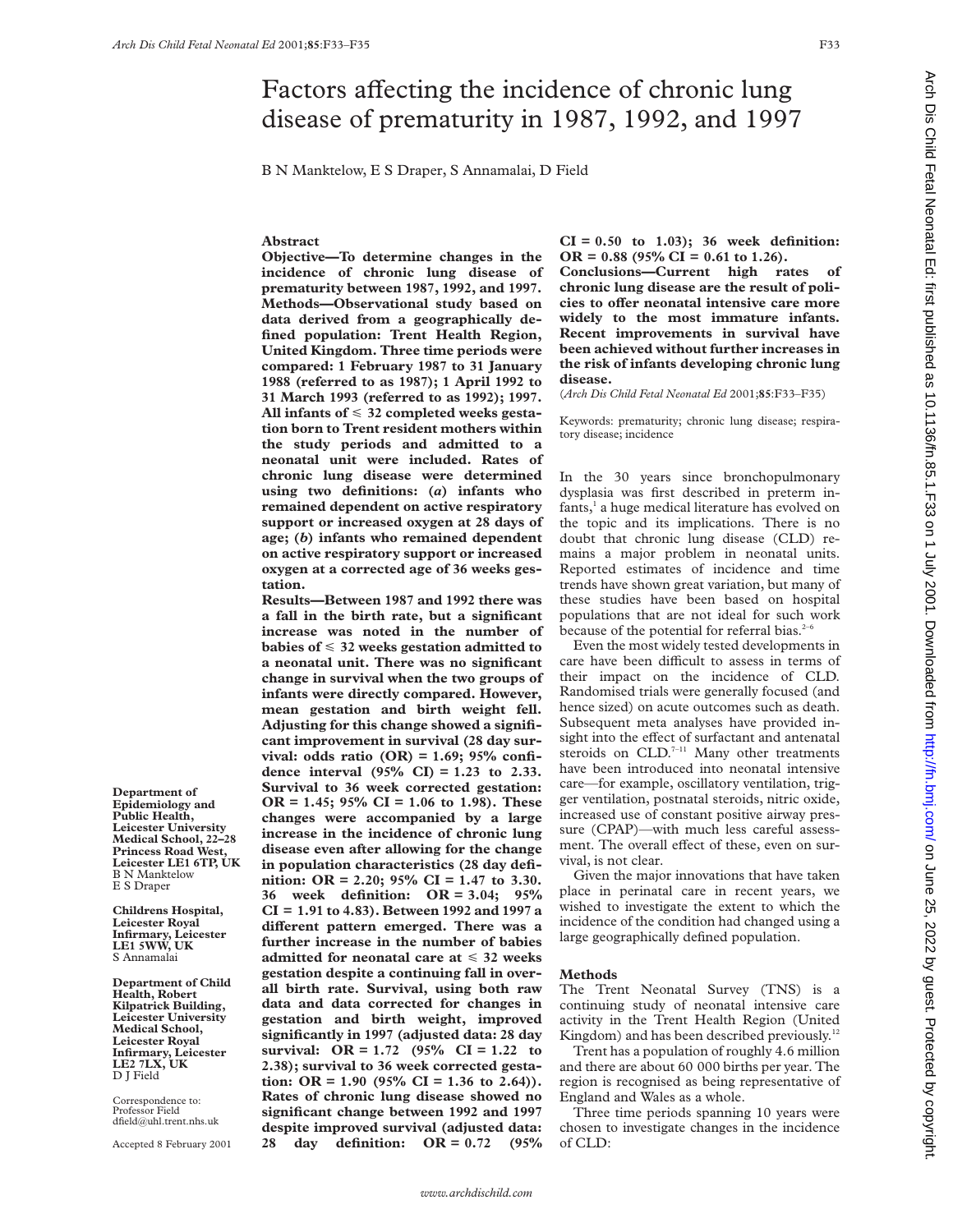# Factors affecting the incidence of chronic lung disease of prematurity in 1987, 1992, and 1997

B N Manktelow, E S Draper, S Annamalai, D Field

Department of Epidemiology and Public Health, Leicester University Medical School, 22–28 Princess Road West, Leicester LE1 6TP, UK
B N Manktelow
E S Draper

Childrens Hospital, Leicester Royal Infirmary, Leicester LE1 5WW, UK
S Annamalai

Department of Child Health, Robert Kilpatrick Building, Leicester University Medical School, Leicester Royal Infirmary, Leicester LE2 7LX, UK
D J Field

Correspondence to: Professor Field
dfield@uhl.trent.nhs.uk

Accepted 8 February 2001

## Abstract

**Objective—To determine changes in the incidence of chronic lung disease of prematurity between 1987, 1992, and 1997.**

**Methods—Observational study based on data derived from a geographically defined population: Trent Health Region, United Kingdom. Three time periods were compared: 1 February 1987 to 31 January 1988 (referred to as 1987); 1 April 1992 to 31 March 1993 (referred to as 1992); 1997. All infants of ≤ 32 completed weeks gestation born to Trent resident mothers within the study periods and admitted to a neonatal unit were included. Rates of chronic lung disease were determined using two definitions: (*a*) infants who remained dependent on active respiratory support or increased oxygen at 28 days of age; (*b*) infants who remained dependent on active respiratory support or increased oxygen at a corrected age of 36 weeks gestation.**

**Results—Between 1987 and 1992 there was a fall in the birth rate, but a significant increase was noted in the number of babies of ≤ 32 weeks gestation admitted to a neonatal unit. There was no significant change in survival when the two groups of infants were directly compared. However, mean gestation and birth weight fell. Adjusting for this change showed a significant improvement in survival (28 day survival: odds ratio (OR) = 1.69; 95% confidence interval (95% CI) = 1.23 to 2.33. Survival to 36 week corrected gestation: OR = 1.45; 95% CI = 1.06 to 1.98). These changes were accompanied by a large increase in the incidence of chronic lung disease even after allowing for the change in population characteristics (28 day definition: OR = 2.20; 95% CI = 1.47 to 3.30. 36 week definition: OR = 3.04; 95% CI = 1.91 to 4.83). Between 1992 and 1997 a different pattern emerged. There was a further increase in the number of babies admitted for neonatal care at ≤ 32 weeks gestation despite a continuing fall in overall birth rate. Survival, using both raw data and data corrected for changes in gestation and birth weight, improved significantly in 1997 (adjusted data: 28 day survival: OR = 1.72 (95% CI = 1.22 to 2.38); survival to 36 week corrected gestation: OR = 1.90 (95% CI = 1.36 to 2.64)). Rates of chronic lung disease showed no significant change between 1992 and 1997 despite improved survival (adjusted data: 28 day definition: OR = 0.72 (95% CI = 0.50 to 1.03); 36 week definition: OR = 0.88 (95% CI = 0.61 to 1.26).**

**Conclusions—Current high rates of chronic lung disease are the result of policies to offer neonatal intensive care more widely to the most immature infants. Recent improvements in survival have been achieved without further increases in the risk of infants developing chronic lung disease.**

(*Arch Dis Child Fetal Neonatal Ed* 2001;**85**:F33–F35)

Keywords: prematurity; chronic lung disease; respiratory disease; incidence

In the 30 years since bronchopulmonary dysplasia was first described in preterm infants,[1] a huge medical literature has evolved on the topic and its implications. There is no doubt that chronic lung disease (CLD) remains a major problem in neonatal units. Reported estimates of incidence and time trends have shown great variation, but many of these studies have been based on hospital populations that are not ideal for such work because of the potential for referral bias.[2–6]

Even the most widely tested developments in care have been difficult to assess in terms of their impact on the incidence of CLD. Randomised trials were generally focused (and hence sized) on acute outcomes such as death. Subsequent meta analyses have provided insight into the effect of surfactant and antenatal steroids on CLD.[7–11] Many other treatments have been introduced into neonatal intensive care—for example, oscillatory ventilation, trigger ventilation, postnatal steroids, nitric oxide, increased use of constant positive airway pressure (CPAP)—with much less careful assessment. The overall effect of these, even on survival, is not clear.

Given the major innovations that have taken place in perinatal care in recent years, we wished to investigate the extent to which the incidence of the condition had changed using a large geographically defined population.

## Methods

The Trent Neonatal Survey (TNS) is a continuing study of neonatal intensive care activity in the Trent Health Region (United Kingdom) and has been described previously.[12]

Trent has a population of roughly 4.6 million and there are about 60 000 births per year. The region is recognised as being representative of England and Wales as a whole.

Three time periods spanning 10 years were chosen to investigate changes in the incidence of CLD: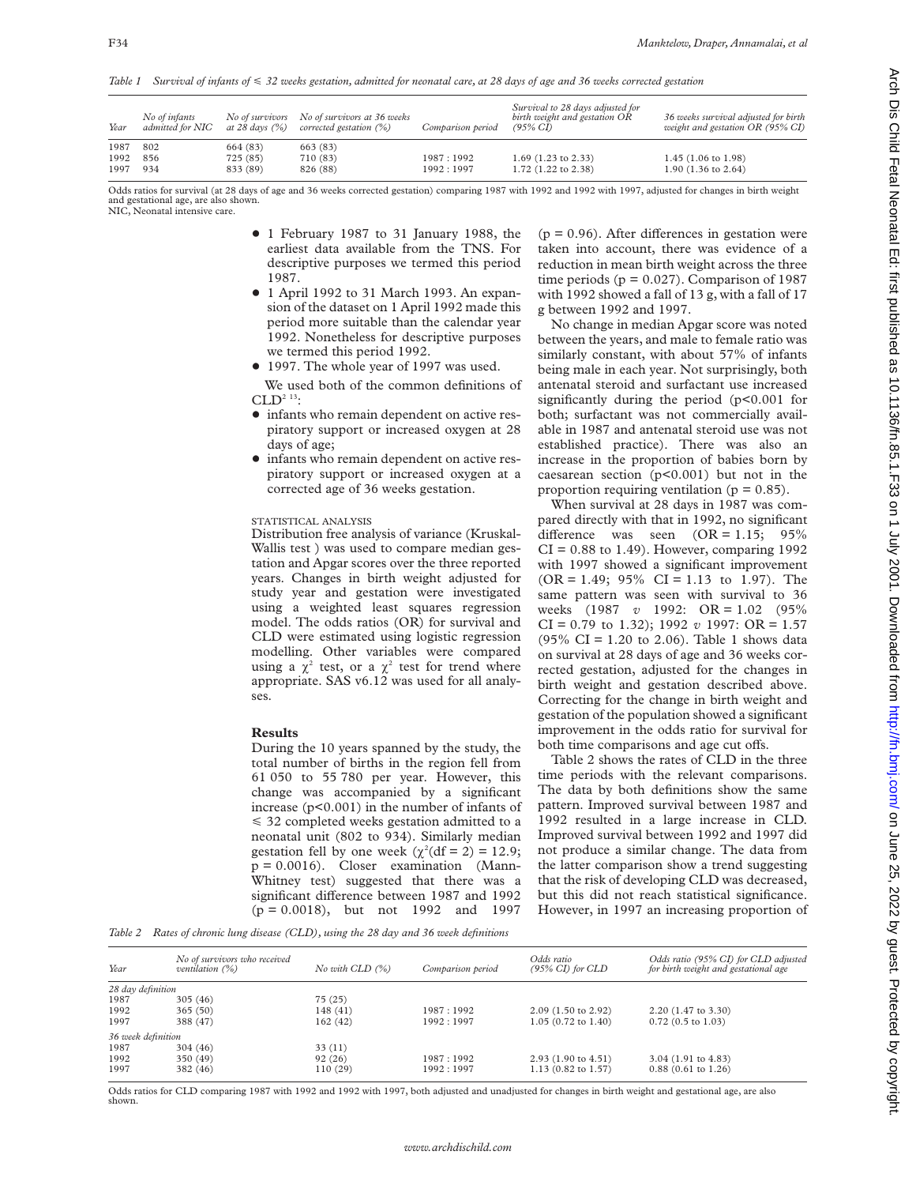Table 1 Survival of infants of ≤ 32 weeks gestation, admitted for neonatal care, at 28 days of age and 36 weeks corrected gestation

| Year | No of infants admitted for NIC | No of survivors at 28 days (%) | No of survivors at 36 weeks corrected gestation (%) | Comparison period | Survival to 28 days adjusted for birth weight and gestation OR (95% CI) | 36 weeks survival adjusted for birth weight and gestation OR (95% CI) |
|---|---|---|---|---|---|---|
| 1987 | 802 | 664 (83) | 663 (83) | | | |
| 1992 | 856 | 725 (85) | 710 (83) | 1987 : 1992 | 1.69 (1.23 to 2.33) | 1.45 (1.06 to 1.98) |
| 1997 | 934 | 833 (89) | 826 (88) | 1992 : 1997 | 1.72 (1.22 to 2.38) | 1.90 (1.36 to 2.64) |

Odds ratios for survival (at 28 days of age and 36 weeks corrected gestation) comparing 1987 with 1992 and 1992 with 1997, adjusted for changes in birth weight and gestational age, are also shown.
NIC, Neonatal intensive care.

- 1 February 1987 to 31 January 1988, the earliest data available from the TNS. For descriptive purposes we termed this period 1987.
- 1 April 1992 to 31 March 1993. An expansion of the dataset on 1 April 1992 made this period more suitable than the calendar year 1992. Nonetheless for descriptive purposes we termed this period 1992.
- 1997. The whole year of 1997 was used.

We used both of the common definitions of CLD[2 13]:

- infants who remain dependent on active respiratory support or increased oxygen at 28 days of age;
- infants who remain dependent on active respiratory support or increased oxygen at a corrected age of 36 weeks gestation.

STATISTICAL ANALYSIS

Distribution free analysis of variance (Kruskal-Wallis test ) was used to compare median gestation and Apgar scores over the three reported years. Changes in birth weight adjusted for study year and gestation were investigated using a weighted least squares regression model. The odds ratios (OR) for survival and CLD were estimated using logistic regression modelling. Other variables were compared using a $\chi^2$ test, or a $\chi^2$ test for trend where appropriate. SAS v6.12 was used for all analyses.

## Results

During the 10 years spanned by the study, the total number of births in the region fell from 61 050 to 55 780 per year. However, this change was accompanied by a significant increase ($p<0.001$) in the number of infants of ≤ 32 completed weeks gestation admitted to a neonatal unit (802 to 934). Similarly median gestation fell by one week ($\chi^2(df = 2) = 12.9$; $p = 0.0016$). Closer examination (Mann-Whitney test) suggested that there was a significant difference between 1987 and 1992 ($p = 0.0018$), but not 1992 and 1997 ($p = 0.96$). After differences in gestation were taken into account, there was evidence of a reduction in mean birth weight across the three time periods ($p = 0.027$). Comparison of 1987 with 1992 showed a fall of 13 g, with a fall of 17 g between 1992 and 1997.

No change in median Apgar score was noted between the years, and male to female ratio was similarly constant, with about 57% of infants being male in each year. Not surprisingly, both antenatal steroid and surfactant use increased significantly during the period ($p<0.001$ for both; surfactant was not commercially available in 1987 and antenatal steroid use was not established practice). There was also an increase in the proportion of babies born by caesarean section ($p<0.001$) but not in the proportion requiring ventilation ($p = 0.85$).

When survival at 28 days in 1987 was compared directly with that in 1992, no significant difference was seen (OR = 1.15; 95% CI = 0.88 to 1.49). However, comparing 1992 with 1997 showed a significant improvement (OR = 1.49; 95% CI = 1.13 to 1.97). The same pattern was seen with survival to 36 weeks (1987 *v* 1992: OR = 1.02 (95% CI = 0.79 to 1.32); 1992 *v* 1997: OR = 1.57 (95% CI = 1.20 to 2.06). Table 1 shows data on survival at 28 days of age and 36 weeks corrected gestation, adjusted for the changes in birth weight and gestation described above. Correcting for the change in birth weight and gestation of the population showed a significant improvement in the odds ratio for survival for both time comparisons and age cut offs.

Table 2 shows the rates of CLD in the three time periods with the relevant comparisons. The data by both definitions show the same pattern. Improved survival between 1987 and 1992 resulted in a large increase in CLD. Improved survival between 1992 and 1997 did not produce a similar change. The data from the latter comparison show a trend suggesting that the risk of developing CLD was decreased, but this did not reach statistical significance. However, in 1997 an increasing proportion of

Table 2 Rates of chronic lung disease (CLD), using the 28 day and 36 week definitions

| Year | No of survivors who received ventilation (%) | No with CLD (%) | Comparison period | Odds ratio (95% CI) for CLD | Odds ratio (95% CI) for CLD adjusted for birth weight and gestational age |
|---|---|---|---|---|---|
| *28 day definition* | | | | | |
| 1987 | 305 (46) | 75 (25) | | | |
| 1992 | 365 (50) | 148 (41) | 1987 : 1992 | 2.09 (1.50 to 2.92) | 2.20 (1.47 to 3.30) |
| 1997 | 388 (47) | 162 (42) | 1992 : 1997 | 1.05 (0.72 to 1.40) | 0.72 (0.5 to 1.03) |
| *36 week definition* | | | | | |
| 1987 | 304 (46) | 33 (11) | | | |
| 1992 | 350 (49) | 92 (26) | 1987 : 1992 | 2.93 (1.90 to 4.51) | 3.04 (1.91 to 4.83) |
| 1997 | 382 (46) | 110 (29) | 1992 : 1997 | 1.13 (0.82 to 1.57) | 0.88 (0.61 to 1.26) |

Odds ratios for CLD comparing 1987 with 1992 and 1992 with 1997, both adjusted and unadjusted for changes in birth weight and gestational age, are also shown.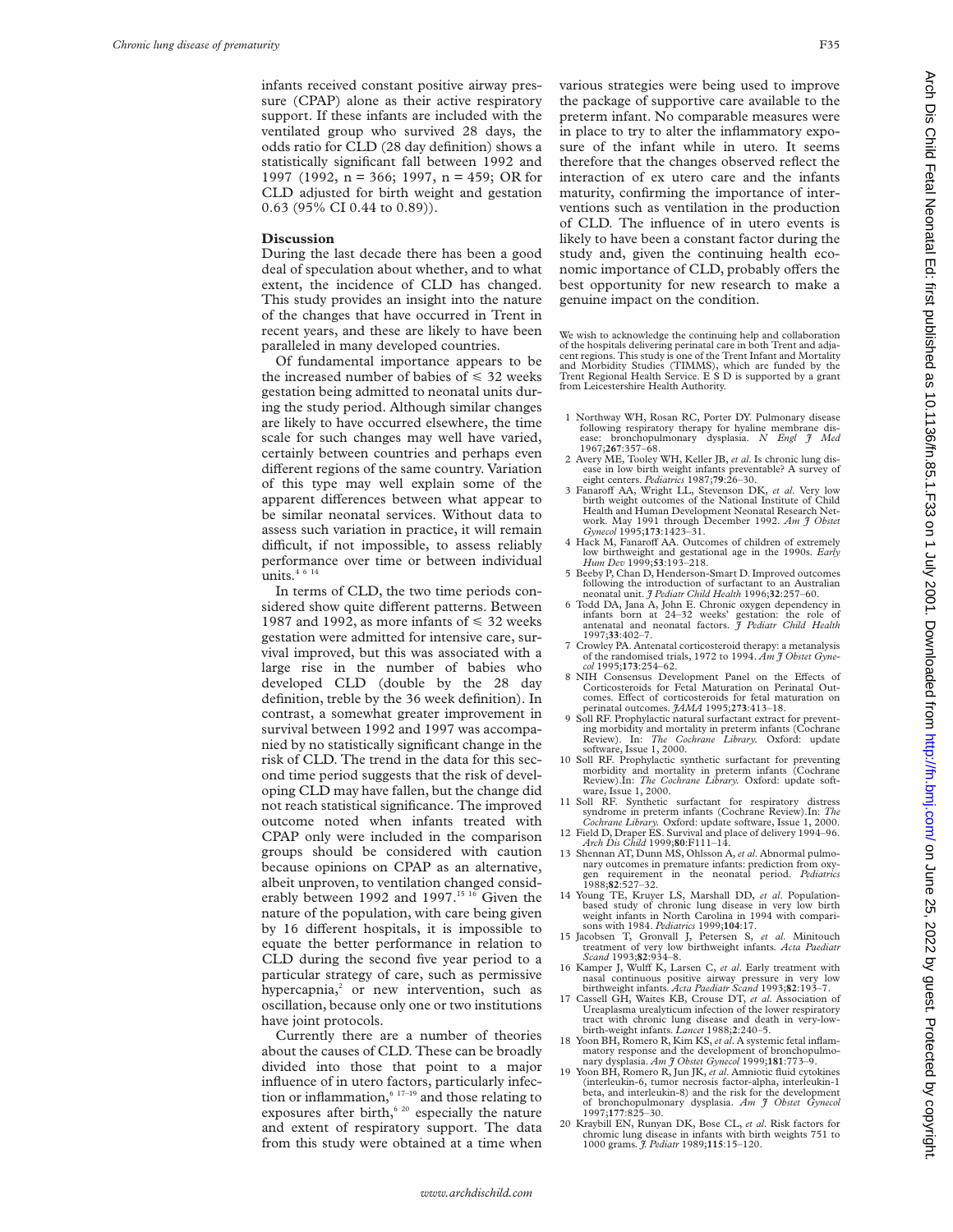infants received constant positive airway pressure (CPAP) alone as their active respiratory support. If these infants are included with the ventilated group who survived 28 days, the odds ratio for CLD (28 day definition) shows a statistically significant fall between 1992 and 1997 (1992, n = 366; 1997, n = 459; OR for CLD adjusted for birth weight and gestation 0.63 (95% CI 0.44 to 0.89)).

## Discussion

During the last decade there has been a good deal of speculation about whether, and to what extent, the incidence of CLD has changed. This study provides an insight into the nature of the changes that have occurred in Trent in recent years, and these are likely to have been paralleled in many developed countries.

Of fundamental importance appears to be the increased number of babies of ≤ 32 weeks gestation being admitted to neonatal units during the study period. Although similar changes are likely to have occurred elsewhere, the time scale for such changes may well have varied, certainly between countries and perhaps even different regions of the same country. Variation of this type may well explain some of the apparent differences between what appear to be similar neonatal services. Without data to assess such variation in practice, it will remain difficult, if not impossible, to assess reliably performance over time or between individual units.[4 6 14]

In terms of CLD, the two time periods considered show quite different patterns. Between 1987 and 1992, as more infants of ≤ 32 weeks gestation were admitted for intensive care, survival improved, but this was associated with a large rise in the number of babies who developed CLD (double by the 28 day definition, treble by the 36 week definition). In contrast, a somewhat greater improvement in survival between 1992 and 1997 was accompanied by no statistically significant change in the risk of CLD. The trend in the data for this second time period suggests that the risk of developing CLD may have fallen, but the change did not reach statistical significance. The improved outcome noted when infants treated with CPAP only were included in the comparison groups should be considered with caution because opinions on CPAP as an alternative, albeit unproven, to ventilation changed considerably between 1992 and 1997.[15 16] Given the nature of the population, with care being given by 16 different hospitals, it is impossible to equate the better performance in relation to CLD during the second five year period to a particular strategy of care, such as permissive hypercapnia,[2] or new intervention, such as oscillation, because only one or two institutions have joint protocols.

Currently there are a number of theories about the causes of CLD. These can be broadly divided into those that point to a major influence of in utero factors, particularly infection or inflammation,[6 17–19] and those relating to exposures after birth,[6 20] especially the nature and extent of respiratory support. The data from this study were obtained at a time when various strategies were being used to improve the package of supportive care available to the preterm infant. No comparable measures were in place to try to alter the inflammatory exposure of the infant while in utero. It seems therefore that the changes observed reflect the interaction of ex utero care and the infants maturity, confirming the importance of interventions such as ventilation in the production of CLD. The influence of in utero events is likely to have been a constant factor during the study and, given the continuing health economic importance of CLD, probably offers the best opportunity for new research to make a genuine impact on the condition.

We wish to acknowledge the continuing help and collaboration of the hospitals delivering perinatal care in both Trent and adjacent regions. This study is one of the Trent Infant and Mortality and Morbidity Studies (TIMMS), which are funded by the Trent Regional Health Service. E S D is supported by a grant from Leicestershire Health Authority.

1. Northway WH, Rosan RC, Porter DY. Pulmonary disease following respiratory therapy for hyaline membrane disease: bronchopulmonary dysplasia. *N Engl J Med* 1967;**267**:357–68.
2. Avery ME, Tooley WH, Keller JB, *et al*. Is chronic lung disease in low birth weight infants preventable? A survey of eight centers. *Pediatrics* 1987;**79**:26–30.
3. Fanaroff AA, Wright LL, Stevenson DK, *et al*. Very low birth weight outcomes of the National Institute of Child Health and Human Development Neonatal Research Network. May 1991 through December 1992. *Am J Obstet Gynecol* 1995;**173**:1423–31.
4. Hack M, Fanaroff AA. Outcomes of children of extremely low birthweight and gestational age in the 1990s. *Early Hum Dev* 1999;**53**:193–218.
5. Beeby P, Chan D, Henderson-Smart D. Improved outcomes following the introduction of surfactant to an Australian neonatal unit. *J Pediatr Child Health* 1996;**32**:257–60.
6. Todd DA, Jana A, John E. Chronic oxygen dependency in infants born at 24–32 weeks' gestation: the role of antenatal and neonatal factors. *J Pediatr Child Health* 1997;**33**:402–7.
7. Crowley PA. Antenatal corticosteroid therapy: a metanalysis of the randomised trials, 1972 to 1994. *Am J Obstet Gynecol* 1995;**173**:254–62.
8. NIH Consensus Development Panel on the Effects of Corticosteroids for Fetal Maturation on Perinatal Outcomes. Effect of corticosteroids for fetal maturation on perinatal outcomes. *JAMA* 1995;**273**:413–18.
9. Soll RF. Prophylactic natural surfactant extract for preventing morbidity and mortality in preterm infants (Cochrane Review). In: *The Cochrane Library.* Oxford: update software, Issue 1, 2000.
10. Soll RF. Prophylactic synthetic surfactant for preventing morbidity and mortality in preterm infants (Cochrane Review).In: *The Cochrane Library.* Oxford: update software, Issue 1, 2000.
11. Soll RF. Synthetic surfactant for respiratory distress syndrome in preterm infants (Cochrane Review).In: *The Cochrane Library.* Oxford: update software, Issue 1, 2000.
12. Field D, Draper ES. Survival and place of delivery 1994–96. *Arch Dis Child* 1999;**80**:F111–14.
13. Shennan AT, Dunn MS, Ohlsson A, *et al*. Abnormal pulmonary outcomes in premature infants: prediction from oxygen requirement in the neonatal period. *Pediatrics* 1988;**82**:527–32.
14. Young TE, Kruyer LS, Marshall DD, *et al*. Population-based study of chronic lung disease in very low birth weight infants in North Carolina in 1994 with comparisons with 1984. *Pediatrics* 1999;**104**:17.
15. Jacobsen T, Gronvall J, Petersen S, *et al*. Minitouch treatment of very low birthweight infants. *Acta Paediatr Scand* 1993;**82**:934–8.
16. Kamper J, Wulff K, Larsen C, *et al*. Early treatment with nasal continuous positive airway pressure in very low birthweight infants. *Acta Paediatr Scand* 1993;**82**:193–7.
17. Cassell GH, Waites KB, Crouse DT, *et al*. Association of Ureaplasma urealyticum infection of the lower respiratory tract with chronic lung disease and death in very-low-birth-weight infants. *Lancet* 1988;**2**:240–5.
18. Yoon BH, Romero R, Kim KS, *et al*. A systemic fetal inflammatory response and the development of bronchopulmonary dysplasia. *Am J Obstet Gynecol* 1999;**181**:773–9.
19. Yoon BH, Romero R, Jun JK, *et al*. Amniotic fluid cytokines (interleukin-6, tumor necrosis factor-alpha, interleukin-1 beta, and interleukin-8) and the risk for the development of bronchopulmonary dysplasia. *Am J Obstet Gynecol* 1997;**177**:825–30.
20. Kraybill EN, Runyan DK, Bose CL, *et al*. Risk factors for chronic lung disease in infants with birth weights 751 to 1000 grams. *J Pediatr* 1989;**115**:15–120.